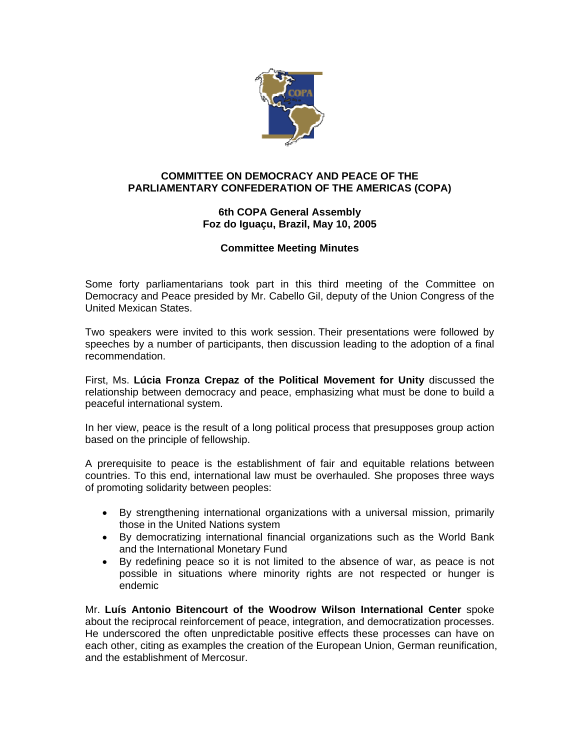**COMMITTEE ON DEMOCRACY AND PEACE OF THE PARLIAMENTARY CONFEDERATION OF THE AMERICAS (COPA)**

**6th COPA General Assembly**
**Foz do Iguaçu, Brazil, May 10, 2005**

**Committee Meeting Minutes**

Some forty parliamentarians took part in this third meeting of the Committee on Democracy and Peace presided by Mr. Cabello Gil, deputy of the Union Congress of the United Mexican States.

Two speakers were invited to this work session. Their presentations were followed by speeches by a number of participants, then discussion leading to the adoption of a final recommendation.

First, Ms. **Lúcia Fronza Crepaz of the Political Movement for Unity** discussed the relationship between democracy and peace, emphasizing what must be done to build a peaceful international system.

In her view, peace is the result of a long political process that presupposes group action based on the principle of fellowship.

A prerequisite to peace is the establishment of fair and equitable relations between countries. To this end, international law must be overhauled. She proposes three ways of promoting solidarity between peoples:

- By strengthening international organizations with a universal mission, primarily those in the United Nations system
- By democratizing international financial organizations such as the World Bank and the International Monetary Fund
- By redefining peace so it is not limited to the absence of war, as peace is not possible in situations where minority rights are not respected or hunger is endemic

Mr. **Luís Antonio Bitencourt of the Woodrow Wilson International Center** spoke about the reciprocal reinforcement of peace, integration, and democratization processes. He underscored the often unpredictable positive effects these processes can have on each other, citing as examples the creation of the European Union, German reunification, and the establishment of Mercosur.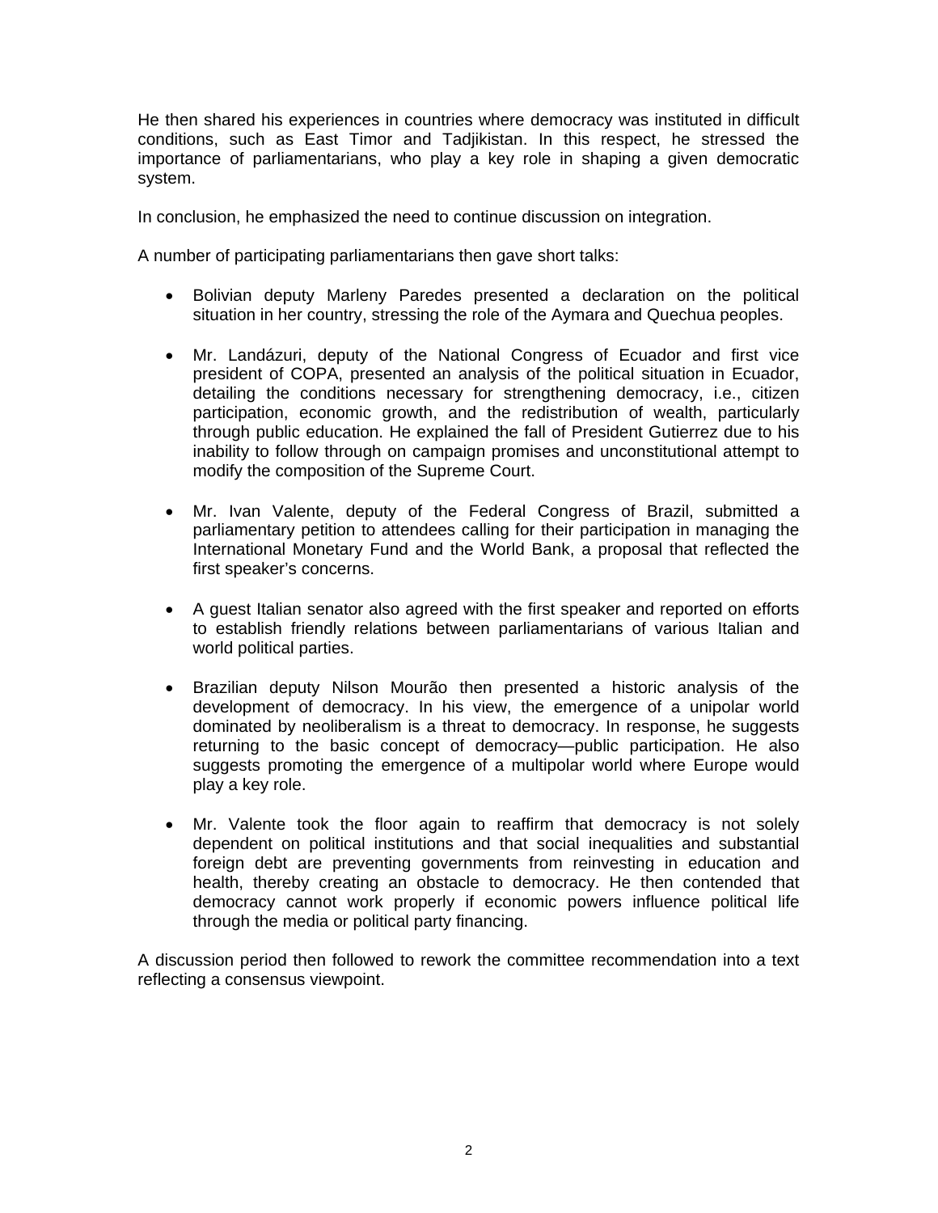He then shared his experiences in countries where democracy was instituted in difficult conditions, such as East Timor and Tadjikistan. In this respect, he stressed the importance of parliamentarians, who play a key role in shaping a given democratic system.

In conclusion, he emphasized the need to continue discussion on integration.

A number of participating parliamentarians then gave short talks:

- Bolivian deputy Marleny Paredes presented a declaration on the political situation in her country, stressing the role of the Aymara and Quechua peoples.

- Mr. Landázuri, deputy of the National Congress of Ecuador and first vice president of COPA, presented an analysis of the political situation in Ecuador, detailing the conditions necessary for strengthening democracy, i.e., citizen participation, economic growth, and the redistribution of wealth, particularly through public education. He explained the fall of President Gutierrez due to his inability to follow through on campaign promises and unconstitutional attempt to modify the composition of the Supreme Court.

- Mr. Ivan Valente, deputy of the Federal Congress of Brazil, submitted a parliamentary petition to attendees calling for their participation in managing the International Monetary Fund and the World Bank, a proposal that reflected the first speaker's concerns.

- A guest Italian senator also agreed with the first speaker and reported on efforts to establish friendly relations between parliamentarians of various Italian and world political parties.

- Brazilian deputy Nilson Mourão then presented a historic analysis of the development of democracy. In his view, the emergence of a unipolar world dominated by neoliberalism is a threat to democracy. In response, he suggests returning to the basic concept of democracy—public participation. He also suggests promoting the emergence of a multipolar world where Europe would play a key role.

- Mr. Valente took the floor again to reaffirm that democracy is not solely dependent on political institutions and that social inequalities and substantial foreign debt are preventing governments from reinvesting in education and health, thereby creating an obstacle to democracy. He then contended that democracy cannot work properly if economic powers influence political life through the media or political party financing.

A discussion period then followed to rework the committee recommendation into a text reflecting a consensus viewpoint.